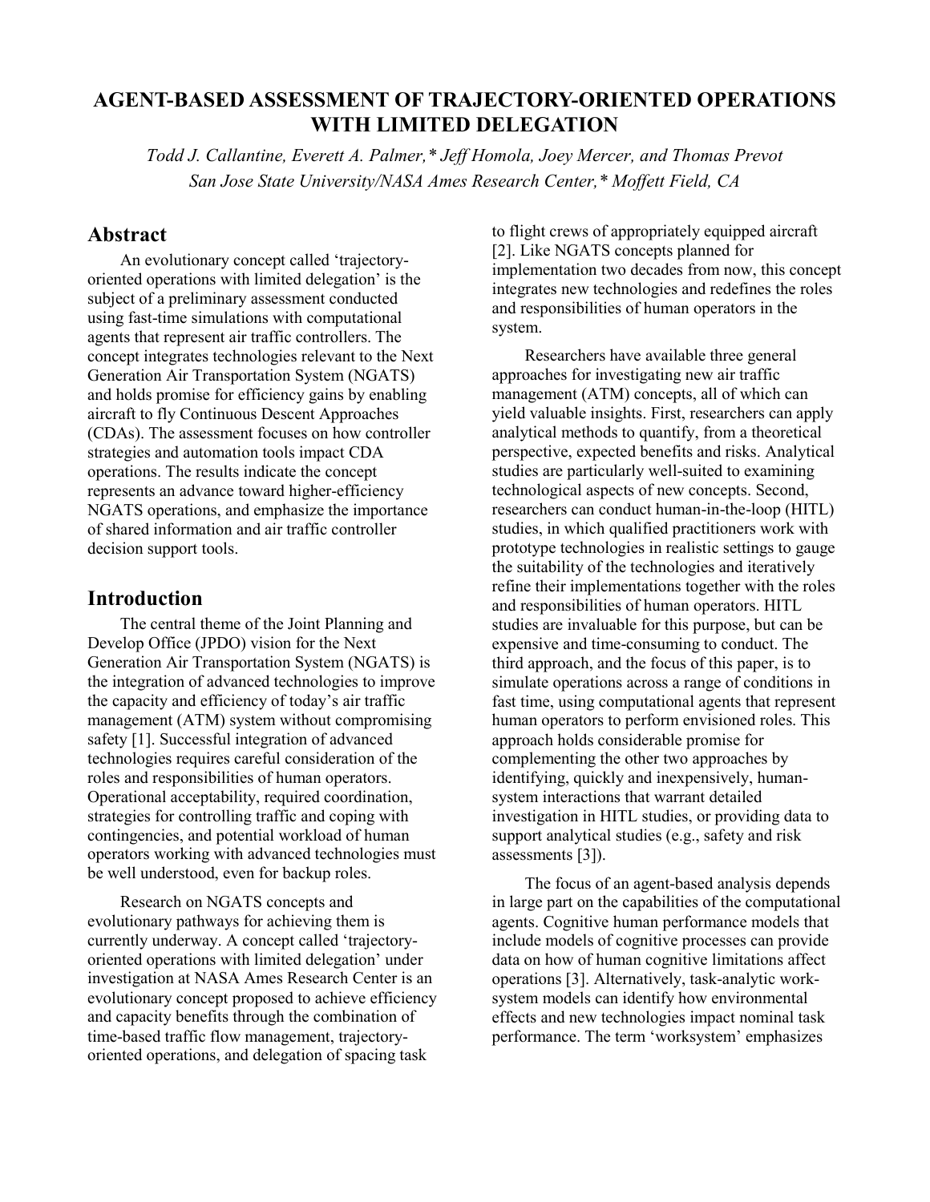# AGENT-BASED ASSESSMENT OF TRAJECTORY-ORIENTED OPERATIONS WITH LIMITED DELEGATION

*Todd J. Callantine, Everett A. Palmer,\* Jeff Homola, Joey Mercer, and Thomas Prevot*
*San Jose State University/NASA Ames Research Center,\* Moffett Field, CA*

## Abstract

An evolutionary concept called 'trajectory-oriented operations with limited delegation' is the subject of a preliminary assessment conducted using fast-time simulations with computational agents that represent air traffic controllers. The concept integrates technologies relevant to the Next Generation Air Transportation System (NGATS) and holds promise for efficiency gains by enabling aircraft to fly Continuous Descent Approaches (CDAs). The assessment focuses on how controller strategies and automation tools impact CDA operations. The results indicate the concept represents an advance toward higher-efficiency NGATS operations, and emphasize the importance of shared information and air traffic controller decision support tools.

## Introduction

The central theme of the Joint Planning and Develop Office (JPDO) vision for the Next Generation Air Transportation System (NGATS) is the integration of advanced technologies to improve the capacity and efficiency of today's air traffic management (ATM) system without compromising safety [1]. Successful integration of advanced technologies requires careful consideration of the roles and responsibilities of human operators. Operational acceptability, required coordination, strategies for controlling traffic and coping with contingencies, and potential workload of human operators working with advanced technologies must be well understood, even for backup roles.

Research on NGATS concepts and evolutionary pathways for achieving them is currently underway. A concept called 'trajectory-oriented operations with limited delegation' under investigation at NASA Ames Research Center is an evolutionary concept proposed to achieve efficiency and capacity benefits through the combination of time-based traffic flow management, trajectory-oriented operations, and delegation of spacing task to flight crews of appropriately equipped aircraft [2]. Like NGATS concepts planned for implementation two decades from now, this concept integrates new technologies and redefines the roles and responsibilities of human operators in the system.

Researchers have available three general approaches for investigating new air traffic management (ATM) concepts, all of which can yield valuable insights. First, researchers can apply analytical methods to quantify, from a theoretical perspective, expected benefits and risks. Analytical studies are particularly well-suited to examining technological aspects of new concepts. Second, researchers can conduct human-in-the-loop (HITL) studies, in which qualified practitioners work with prototype technologies in realistic settings to gauge the suitability of the technologies and iteratively refine their implementations together with the roles and responsibilities of human operators. HITL studies are invaluable for this purpose, but can be expensive and time-consuming to conduct. The third approach, and the focus of this paper, is to simulate operations across a range of conditions in fast time, using computational agents that represent human operators to perform envisioned roles. This approach holds considerable promise for complementing the other two approaches by identifying, quickly and inexpensively, human-system interactions that warrant detailed investigation in HITL studies, or providing data to support analytical studies (e.g., safety and risk assessments [3]).

The focus of an agent-based analysis depends in large part on the capabilities of the computational agents. Cognitive human performance models that include models of cognitive processes can provide data on how of human cognitive limitations affect operations [3]. Alternatively, task-analytic work-system models can identify how environmental effects and new technologies impact nominal task performance. The term 'worksystem' emphasizes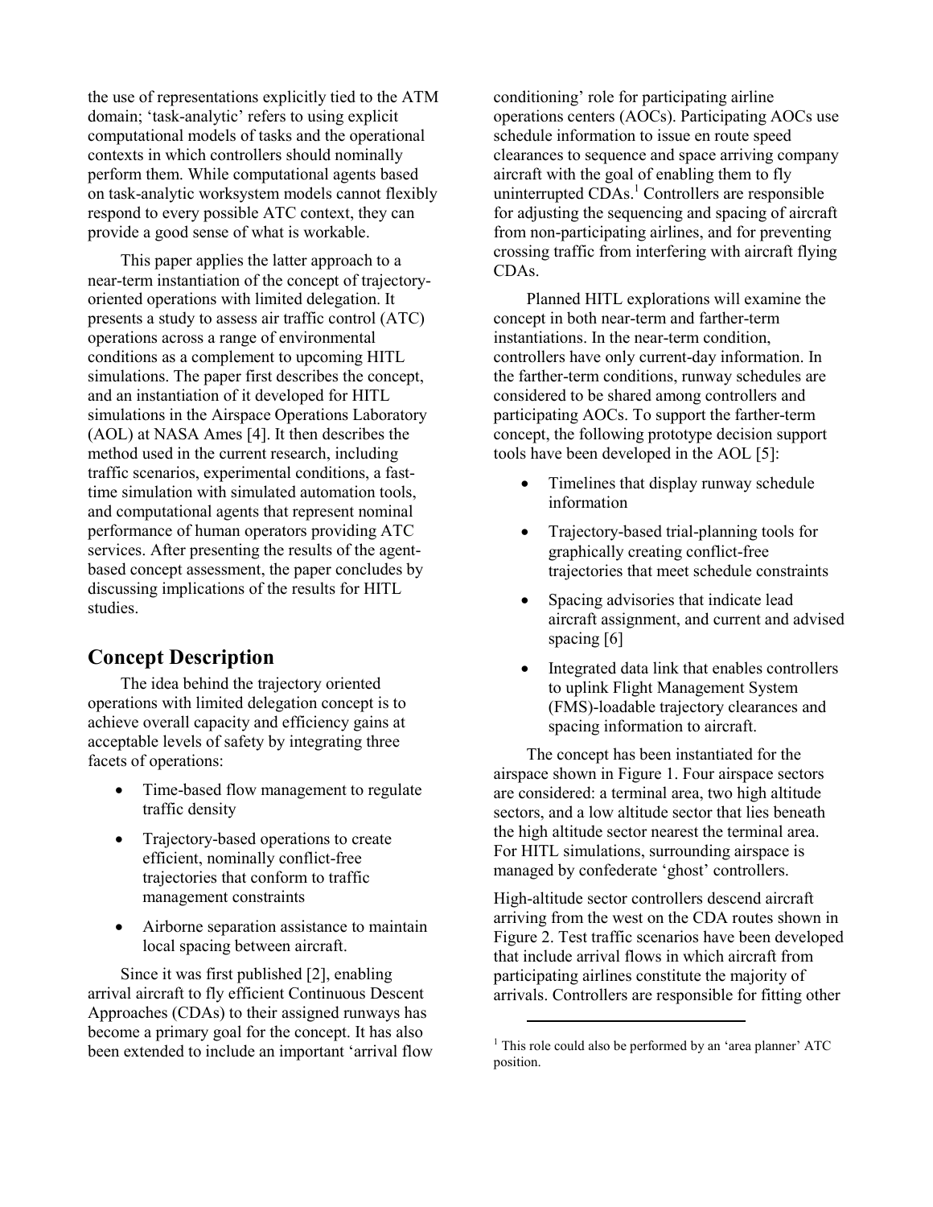the use of representations explicitly tied to the ATM domain; 'task-analytic' refers to using explicit computational models of tasks and the operational contexts in which controllers should nominally perform them. While computational agents based on task-analytic worksystem models cannot flexibly respond to every possible ATC context, they can provide a good sense of what is workable.

This paper applies the latter approach to a near-term instantiation of the concept of trajectory-oriented operations with limited delegation. It presents a study to assess air traffic control (ATC) operations across a range of environmental conditions as a complement to upcoming HITL simulations. The paper first describes the concept, and an instantiation of it developed for HITL simulations in the Airspace Operations Laboratory (AOL) at NASA Ames [4]. It then describes the method used in the current research, including traffic scenarios, experimental conditions, a fast-time simulation with simulated automation tools, and computational agents that represent nominal performance of human operators providing ATC services. After presenting the results of the agent-based concept assessment, the paper concludes by discussing implications of the results for HITL studies.

## Concept Description

The idea behind the trajectory oriented operations with limited delegation concept is to achieve overall capacity and efficiency gains at acceptable levels of safety by integrating three facets of operations:

- Time-based flow management to regulate traffic density
- Trajectory-based operations to create efficient, nominally conflict-free trajectories that conform to traffic management constraints
- Airborne separation assistance to maintain local spacing between aircraft.

Since it was first published [2], enabling arrival aircraft to fly efficient Continuous Descent Approaches (CDAs) to their assigned runways has become a primary goal for the concept. It has also been extended to include an important 'arrival flow conditioning' role for participating airline operations centers (AOCs). Participating AOCs use schedule information to issue en route speed clearances to sequence and space arriving company aircraft with the goal of enabling them to fly uninterrupted CDAs.[1] Controllers are responsible for adjusting the sequencing and spacing of aircraft from non-participating airlines, and for preventing crossing traffic from interfering with aircraft flying CDAs.

Planned HITL explorations will examine the concept in both near-term and farther-term instantiations. In the near-term condition, controllers have only current-day information. In the farther-term conditions, runway schedules are considered to be shared among controllers and participating AOCs. To support the farther-term concept, the following prototype decision support tools have been developed in the AOL [5]:

- Timelines that display runway schedule information
- Trajectory-based trial-planning tools for graphically creating conflict-free trajectories that meet schedule constraints
- Spacing advisories that indicate lead aircraft assignment, and current and advised spacing [6]
- Integrated data link that enables controllers to uplink Flight Management System (FMS)-loadable trajectory clearances and spacing information to aircraft.

The concept has been instantiated for the airspace shown in Figure 1. Four airspace sectors are considered: a terminal area, two high altitude sectors, and a low altitude sector that lies beneath the high altitude sector nearest the terminal area. For HITL simulations, surrounding airspace is managed by confederate 'ghost' controllers.

High-altitude sector controllers descend aircraft arriving from the west on the CDA routes shown in Figure 2. Test traffic scenarios have been developed that include arrival flows in which aircraft from participating airlines constitute the majority of arrivals. Controllers are responsible for fitting other

[1] This role could also be performed by an 'area planner' ATC position.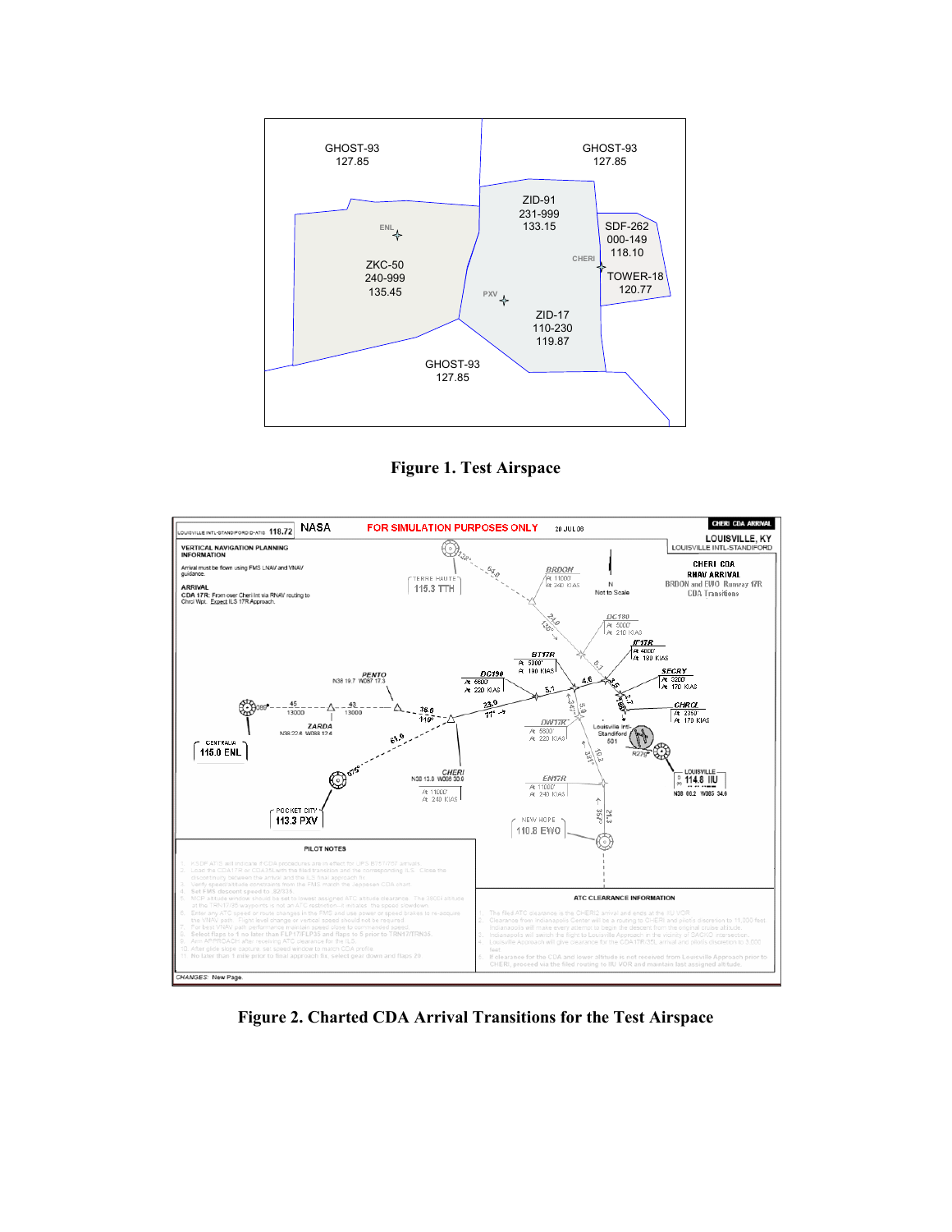Figure 1. Test Airspace

Figure 2. Charted CDA Arrival Transitions for the Test Airspace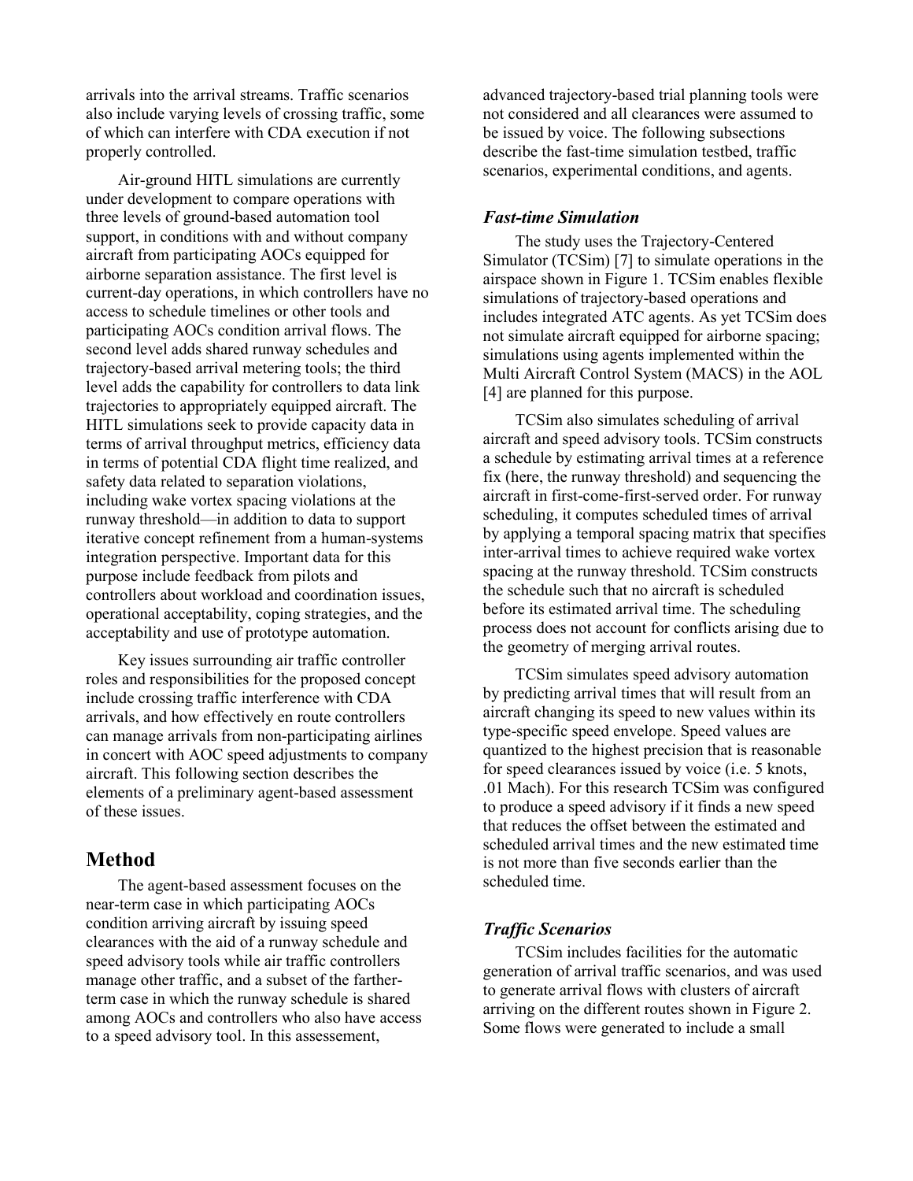arrivals into the arrival streams. Traffic scenarios also include varying levels of crossing traffic, some of which can interfere with CDA execution if not properly controlled.

Air-ground HITL simulations are currently under development to compare operations with three levels of ground-based automation tool support, in conditions with and without company aircraft from participating AOCs equipped for airborne separation assistance. The first level is current-day operations, in which controllers have no access to schedule timelines or other tools and participating AOCs condition arrival flows. The second level adds shared runway schedules and trajectory-based arrival metering tools; the third level adds the capability for controllers to data link trajectories to appropriately equipped aircraft. The HITL simulations seek to provide capacity data in terms of arrival throughput metrics, efficiency data in terms of potential CDA flight time realized, and safety data related to separation violations, including wake vortex spacing violations at the runway threshold—in addition to data to support iterative concept refinement from a human-systems integration perspective. Important data for this purpose include feedback from pilots and controllers about workload and coordination issues, operational acceptability, coping strategies, and the acceptability and use of prototype automation.

Key issues surrounding air traffic controller roles and responsibilities for the proposed concept include crossing traffic interference with CDA arrivals, and how effectively en route controllers can manage arrivals from non-participating airlines in concert with AOC speed adjustments to company aircraft. This following section describes the elements of a preliminary agent-based assessment of these issues.

## Method

The agent-based assessment focuses on the near-term case in which participating AOCs condition arriving aircraft by issuing speed clearances with the aid of a runway schedule and speed advisory tools while air traffic controllers manage other traffic, and a subset of the farther-term case in which the runway schedule is shared among AOCs and controllers who also have access to a speed advisory tool. In this assessement, advanced trajectory-based trial planning tools were not considered and all clearances were assumed to be issued by voice. The following subsections describe the fast-time simulation testbed, traffic scenarios, experimental conditions, and agents.

### *Fast-time Simulation*

The study uses the Trajectory-Centered Simulator (TCSim) [7] to simulate operations in the airspace shown in Figure 1. TCSim enables flexible simulations of trajectory-based operations and includes integrated ATC agents. As yet TCSim does not simulate aircraft equipped for airborne spacing; simulations using agents implemented within the Multi Aircraft Control System (MACS) in the AOL [4] are planned for this purpose.

TCSim also simulates scheduling of arrival aircraft and speed advisory tools. TCSim constructs a schedule by estimating arrival times at a reference fix (here, the runway threshold) and sequencing the aircraft in first-come-first-served order. For runway scheduling, it computes scheduled times of arrival by applying a temporal spacing matrix that specifies inter-arrival times to achieve required wake vortex spacing at the runway threshold. TCSim constructs the schedule such that no aircraft is scheduled before its estimated arrival time. The scheduling process does not account for conflicts arising due to the geometry of merging arrival routes.

TCSim simulates speed advisory automation by predicting arrival times that will result from an aircraft changing its speed to new values within its type-specific speed envelope. Speed values are quantized to the highest precision that is reasonable for speed clearances issued by voice (i.e. 5 knots, .01 Mach). For this research TCSim was configured to produce a speed advisory if it finds a new speed that reduces the offset between the estimated and scheduled arrival times and the new estimated time is not more than five seconds earlier than the scheduled time.

### *Traffic Scenarios*

TCSim includes facilities for the automatic generation of arrival traffic scenarios, and was used to generate arrival flows with clusters of aircraft arriving on the different routes shown in Figure 2. Some flows were generated to include a small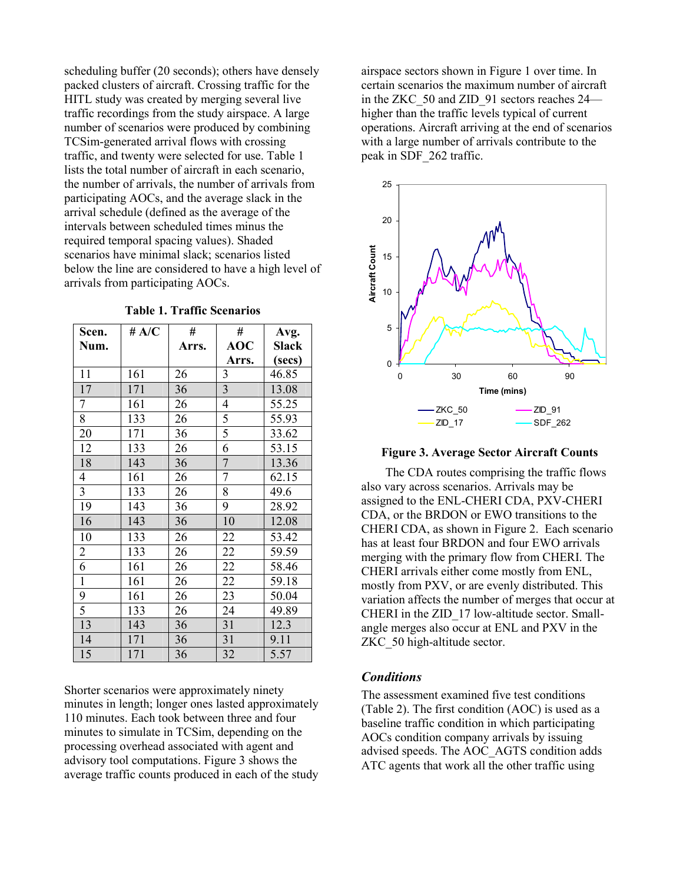scheduling buffer (20 seconds); others have densely packed clusters of aircraft. Crossing traffic for the HITL study was created by merging several live traffic recordings from the study airspace. A large number of scenarios were produced by combining TCSim-generated arrival flows with crossing traffic, and twenty were selected for use. Table 1 lists the total number of aircraft in each scenario, the number of arrivals, the number of arrivals from participating AOCs, and the average slack in the arrival schedule (defined as the average of the intervals between scheduled times minus the required temporal spacing values). Shaded scenarios have minimal slack; scenarios listed below the line are considered to have a high level of arrivals from participating AOCs.

**Table 1. Traffic Scenarios**

| Scen. Num. | # A/C | # Arrs. | # AOC Arrs. | Avg. Slack (secs) |
|---|---|---|---|---|
| 11 | 161 | 26 | 3 | 46.85 |
| 17 | 171 | 36 | 3 | 13.08 |
| 7 | 161 | 26 | 4 | 55.25 |
| 8 | 133 | 26 | 5 | 55.93 |
| 20 | 171 | 36 | 5 | 33.62 |
| 12 | 133 | 26 | 6 | 53.15 |
| 18 | 143 | 36 | 7 | 13.36 |
| 4 | 161 | 26 | 7 | 62.15 |
| 3 | 133 | 26 | 8 | 49.6 |
| 19 | 143 | 36 | 9 | 28.92 |
| 16 | 143 | 36 | 10 | 12.08 |
| 10 | 133 | 26 | 22 | 53.42 |
| 2 | 133 | 26 | 22 | 59.59 |
| 6 | 161 | 26 | 22 | 58.46 |
| 1 | 161 | 26 | 22 | 59.18 |
| 9 | 161 | 26 | 23 | 50.04 |
| 5 | 133 | 26 | 24 | 49.89 |
| 13 | 143 | 36 | 31 | 12.3 |
| 14 | 171 | 36 | 31 | 9.11 |
| 15 | 171 | 36 | 32 | 5.57 |

Shorter scenarios were approximately ninety minutes in length; longer ones lasted approximately 110 minutes. Each took between three and four minutes to simulate in TCSim, depending on the processing overhead associated with agent and advisory tool computations. Figure 3 shows the average traffic counts produced in each of the study airspace sectors shown in Figure 1 over time. In certain scenarios the maximum number of aircraft in the ZKC_50 and ZID_91 sectors reaches 24—higher than the traffic levels typical of current operations. Aircraft arriving at the end of scenarios with a large number of arrivals contribute to the peak in SDF_262 traffic.

**Figure 3. Average Sector Aircraft Counts**

The CDA routes comprising the traffic flows also vary across scenarios. Arrivals may be assigned to the ENL-CHERI CDA, PXV-CHERI CDA, or the BRDON or EWO transitions to the CHERI CDA, as shown in Figure 2. Each scenario has at least four BRDON and four EWO arrivals merging with the primary flow from CHERI. The CHERI arrivals either come mostly from ENL, mostly from PXV, or are evenly distributed. This variation affects the number of merges that occur at CHERI in the ZID_17 low-altitude sector. Small-angle merges also occur at ENL and PXV in the ZKC_50 high-altitude sector.

### *Conditions*

The assessment examined five test conditions (Table 2). The first condition (AOC) is used as a baseline traffic condition in which participating AOCs condition company arrivals by issuing advised speeds. The AOC_AGTS condition adds ATC agents that work all the other traffic using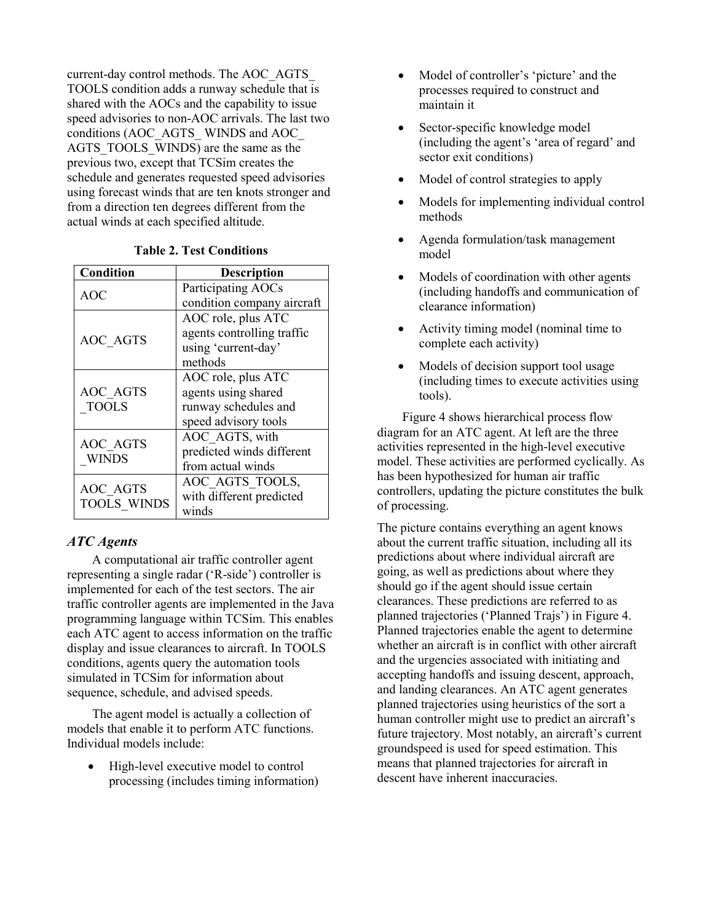current-day control methods. The AOC_AGTS_TOOLS condition adds a runway schedule that is shared with the AOCs and the capability to issue speed advisories to non-AOC arrivals. The last two conditions (AOC_AGTS_ WINDS and AOC_AGTS_TOOLS_WINDS) are the same as the previous two, except that TCSim creates the schedule and generates requested speed advisories using forecast winds that are ten knots stronger and from a direction ten degrees different from the actual winds at each specified altitude.

**Table 2. Test Conditions**

| Condition | Description |
|---|---|
| AOC | Participating AOCs condition company aircraft |
| AOC_AGTS | AOC role, plus ATC agents controlling traffic using 'current-day' methods |
| AOC_AGTS_TOOLS | AOC role, plus ATC agents using shared runway schedules and speed advisory tools |
| AOC_AGTS_WINDS | AOC_AGTS, with predicted winds different from actual winds |
| AOC_AGTS TOOLS_WINDS | AOC_AGTS_TOOLS, with different predicted winds |

### *ATC Agents*

A computational air traffic controller agent representing a single radar ('R-side') controller is implemented for each of the test sectors. The air traffic controller agents are implemented in the Java programming language within TCSim. This enables each ATC agent to access information on the traffic display and issue clearances to aircraft. In TOOLS conditions, agents query the automation tools simulated in TCSim for information about sequence, schedule, and advised speeds.

The agent model is actually a collection of models that enable it to perform ATC functions. Individual models include:

- High-level executive model to control processing (includes timing information)
- Model of controller's 'picture' and the processes required to construct and maintain it
- Sector-specific knowledge model (including the agent's 'area of regard' and sector exit conditions)
- Model of control strategies to apply
- Models for implementing individual control methods
- Agenda formulation/task management model
- Models of coordination with other agents (including handoffs and communication of clearance information)
- Activity timing model (nominal time to complete each activity)
- Models of decision support tool usage (including times to execute activities using tools).

Figure 4 shows hierarchical process flow diagram for an ATC agent. At left are the three activities represented in the high-level executive model. These activities are performed cyclically. As has been hypothesized for human air traffic controllers, updating the picture constitutes the bulk of processing.

The picture contains everything an agent knows about the current traffic situation, including all its predictions about where individual aircraft are going, as well as predictions about where they should go if the agent should issue certain clearances. These predictions are referred to as planned trajectories ('Planned Trajs') in Figure 4. Planned trajectories enable the agent to determine whether an aircraft is in conflict with other aircraft and the urgencies associated with initiating and accepting handoffs and issuing descent, approach, and landing clearances. An ATC agent generates planned trajectories using heuristics of the sort a human controller might use to predict an aircraft's future trajectory. Most notably, an aircraft's current groundspeed is used for speed estimation. This means that planned trajectories for aircraft in descent have inherent inaccuracies.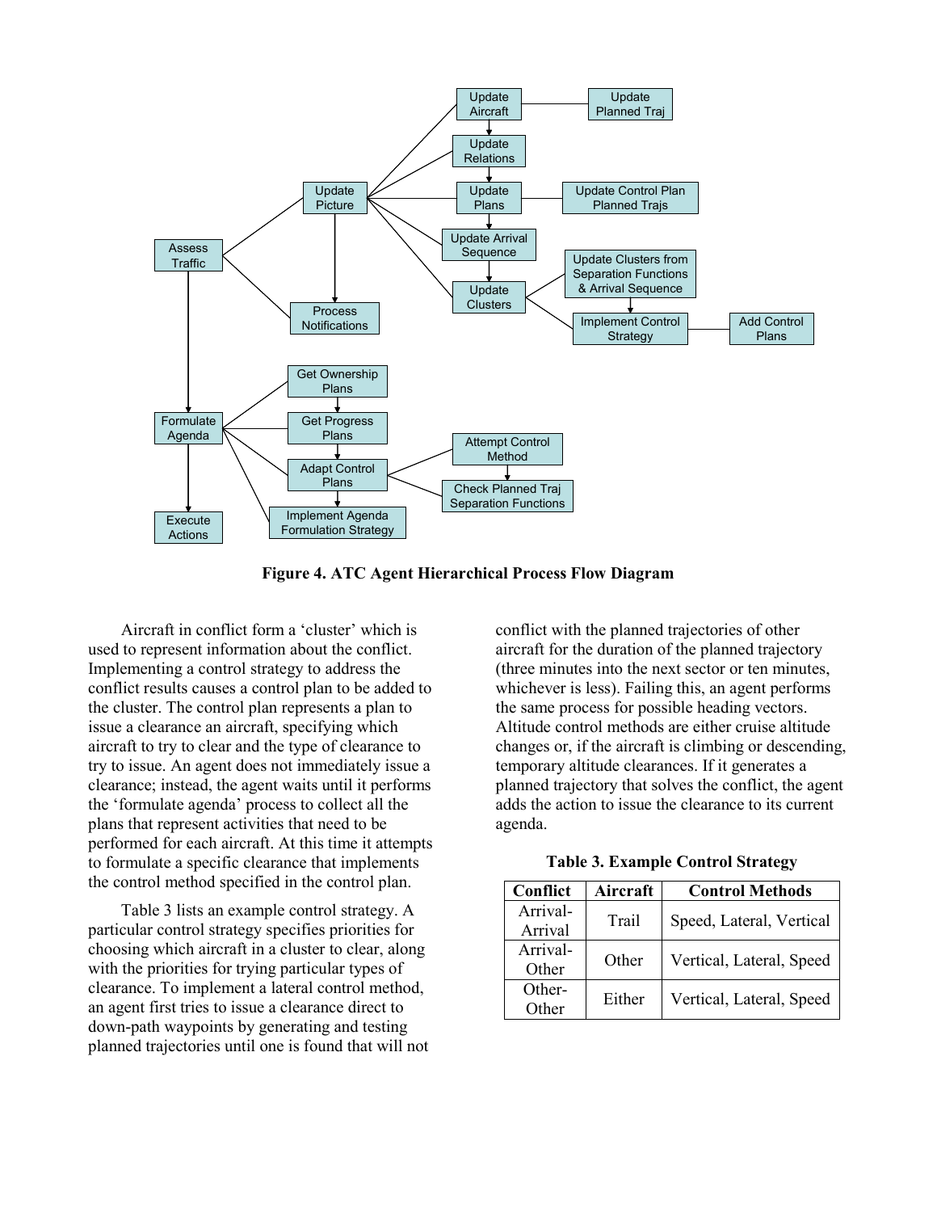**Figure 4. ATC Agent Hierarchical Process Flow Diagram**

Aircraft in conflict form a 'cluster' which is used to represent information about the conflict. Implementing a control strategy to address the conflict results causes a control plan to be added to the cluster. The control plan represents a plan to issue a clearance an aircraft, specifying which aircraft to try to clear and the type of clearance to try to issue. An agent does not immediately issue a clearance; instead, the agent waits until it performs the 'formulate agenda' process to collect all the plans that represent activities that need to be performed for each aircraft. At this time it attempts to formulate a specific clearance that implements the control method specified in the control plan.

Table 3 lists an example control strategy. A particular control strategy specifies priorities for choosing which aircraft in a cluster to clear, along with the priorities for trying particular types of clearance. To implement a lateral control method, an agent first tries to issue a clearance direct to down-path waypoints by generating and testing planned trajectories until one is found that will not conflict with the planned trajectories of other aircraft for the duration of the planned trajectory (three minutes into the next sector or ten minutes, whichever is less). Failing this, an agent performs the same process for possible heading vectors. Altitude control methods are either cruise altitude changes or, if the aircraft is climbing or descending, temporary altitude clearances. If it generates a planned trajectory that solves the conflict, the agent adds the action to issue the clearance to its current agenda.

**Table 3. Example Control Strategy**

| Conflict | Aircraft | Control Methods |
| --- | --- | --- |
| Arrival-Arrival | Trail | Speed, Lateral, Vertical |
| Arrival-Other | Other | Vertical, Lateral, Speed |
| Other-Other | Either | Vertical, Lateral, Speed |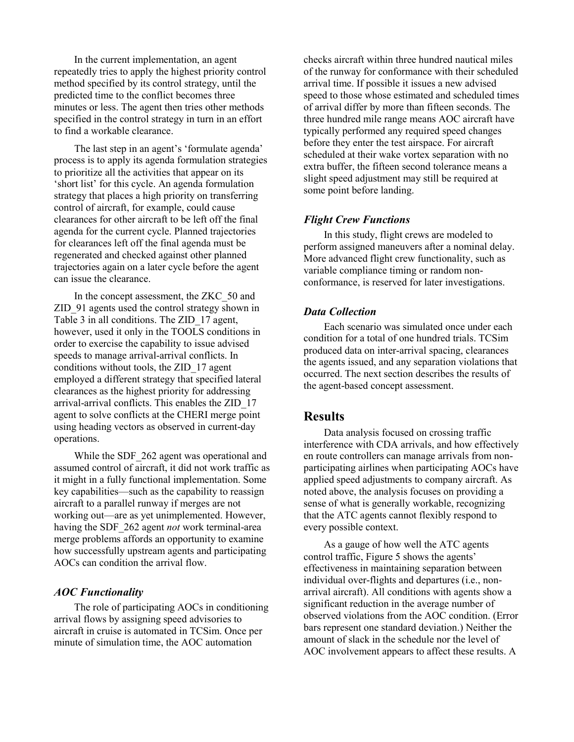In the current implementation, an agent repeatedly tries to apply the highest priority control method specified by its control strategy, until the predicted time to the conflict becomes three minutes or less. The agent then tries other methods specified in the control strategy in turn in an effort to find a workable clearance.

The last step in an agent's 'formulate agenda' process is to apply its agenda formulation strategies to prioritize all the activities that appear on its 'short list' for this cycle. An agenda formulation strategy that places a high priority on transferring control of aircraft, for example, could cause clearances for other aircraft to be left off the final agenda for the current cycle. Planned trajectories for clearances left off the final agenda must be regenerated and checked against other planned trajectories again on a later cycle before the agent can issue the clearance.

In the concept assessment, the ZKC_50 and ZID_91 agents used the control strategy shown in Table 3 in all conditions. The ZID_17 agent, however, used it only in the TOOLS conditions in order to exercise the capability to issue advised speeds to manage arrival-arrival conflicts. In conditions without tools, the ZID_17 agent employed a different strategy that specified lateral clearances as the highest priority for addressing arrival-arrival conflicts. This enables the ZID_17 agent to solve conflicts at the CHERI merge point using heading vectors as observed in current-day operations.

While the SDF_262 agent was operational and assumed control of aircraft, it did not work traffic as it might in a fully functional implementation. Some key capabilities—such as the capability to reassign aircraft to a parallel runway if merges are not working out—are as yet unimplemented. However, having the SDF_262 agent *not* work terminal-area merge problems affords an opportunity to examine how successfully upstream agents and participating AOCs can condition the arrival flow.

### *AOC Functionality*

The role of participating AOCs in conditioning arrival flows by assigning speed advisories to aircraft in cruise is automated in TCSim. Once per minute of simulation time, the AOC automation checks aircraft within three hundred nautical miles of the runway for conformance with their scheduled arrival time. If possible it issues a new advised speed to those whose estimated and scheduled times of arrival differ by more than fifteen seconds. The three hundred mile range means AOC aircraft have typically performed any required speed changes before they enter the test airspace. For aircraft scheduled at their wake vortex separation with no extra buffer, the fifteen second tolerance means a slight speed adjustment may still be required at some point before landing.

### *Flight Crew Functions*

In this study, flight crews are modeled to perform assigned maneuvers after a nominal delay. More advanced flight crew functionality, such as variable compliance timing or random non-conformance, is reserved for later investigations.

### *Data Collection*

Each scenario was simulated once under each condition for a total of one hundred trials. TCSim produced data on inter-arrival spacing, clearances the agents issued, and any separation violations that occurred. The next section describes the results of the agent-based concept assessment.

## Results

Data analysis focused on crossing traffic interference with CDA arrivals, and how effectively en route controllers can manage arrivals from non-participating airlines when participating AOCs have applied speed adjustments to company aircraft. As noted above, the analysis focuses on providing a sense of what is generally workable, recognizing that the ATC agents cannot flexibly respond to every possible context.

As a gauge of how well the ATC agents control traffic, Figure 5 shows the agents' effectiveness in maintaining separation between individual over-flights and departures (i.e., non-arrival aircraft). All conditions with agents show a significant reduction in the average number of observed violations from the AOC condition. (Error bars represent one standard deviation.) Neither the amount of slack in the schedule nor the level of AOC involvement appears to affect these results. A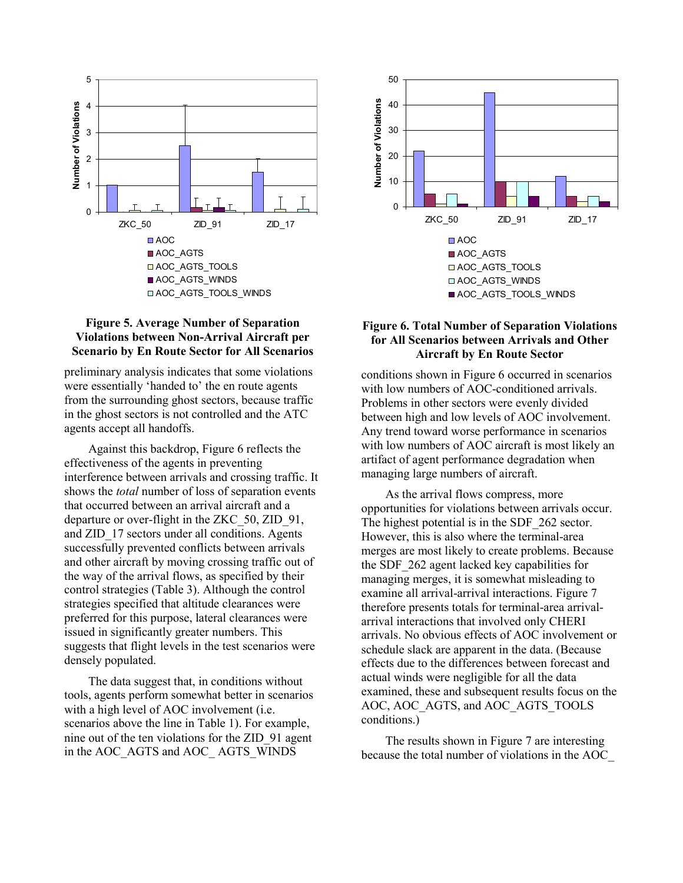**Figure 5. Average Number of Separation Violations between Non-Arrival Aircraft per Scenario by En Route Sector for All Scenarios**

**Figure 6. Total Number of Separation Violations for All Scenarios between Arrivals and Other Aircraft by En Route Sector**

preliminary analysis indicates that some violations were essentially 'handed to' the en route agents from the surrounding ghost sectors, because traffic in the ghost sectors is not controlled and the ATC agents accept all handoffs.

Against this backdrop, Figure 6 reflects the effectiveness of the agents in preventing interference between arrivals and crossing traffic. It shows the *total* number of loss of separation events that occurred between an arrival aircraft and a departure or over-flight in the ZKC_50, ZID_91, and ZID_17 sectors under all conditions. Agents successfully prevented conflicts between arrivals and other aircraft by moving crossing traffic out of the way of the arrival flows, as specified by their control strategies (Table 3). Although the control strategies specified that altitude clearances were preferred for this purpose, lateral clearances were issued in significantly greater numbers. This suggests that flight levels in the test scenarios were densely populated.

The data suggest that, in conditions without tools, agents perform somewhat better in scenarios with a high level of AOC involvement (i.e. scenarios above the line in Table 1). For example, nine out of the ten violations for the ZID_91 agent in the AOC_AGTS and AOC_ AGTS_WINDS conditions shown in Figure 6 occurred in scenarios with low numbers of AOC-conditioned arrivals. Problems in other sectors were evenly divided between high and low levels of AOC involvement. Any trend toward worse performance in scenarios with low numbers of AOC aircraft is most likely an artifact of agent performance degradation when managing large numbers of aircraft.

As the arrival flows compress, more opportunities for violations between arrivals occur. The highest potential is in the SDF_262 sector. However, this is also where the terminal-area merges are most likely to create problems. Because the SDF_262 agent lacked key capabilities for managing merges, it is somewhat misleading to examine all arrival-arrival interactions. Figure 7 therefore presents totals for terminal-area arrival-arrival interactions that involved only CHERI arrivals. No obvious effects of AOC involvement or schedule slack are apparent in the data. (Because effects due to the differences between forecast and actual winds were negligible for all the data examined, these and subsequent results focus on the AOC, AOC_AGTS, and AOC_AGTS_TOOLS conditions.)

The results shown in Figure 7 are interesting because the total number of violations in the AOC_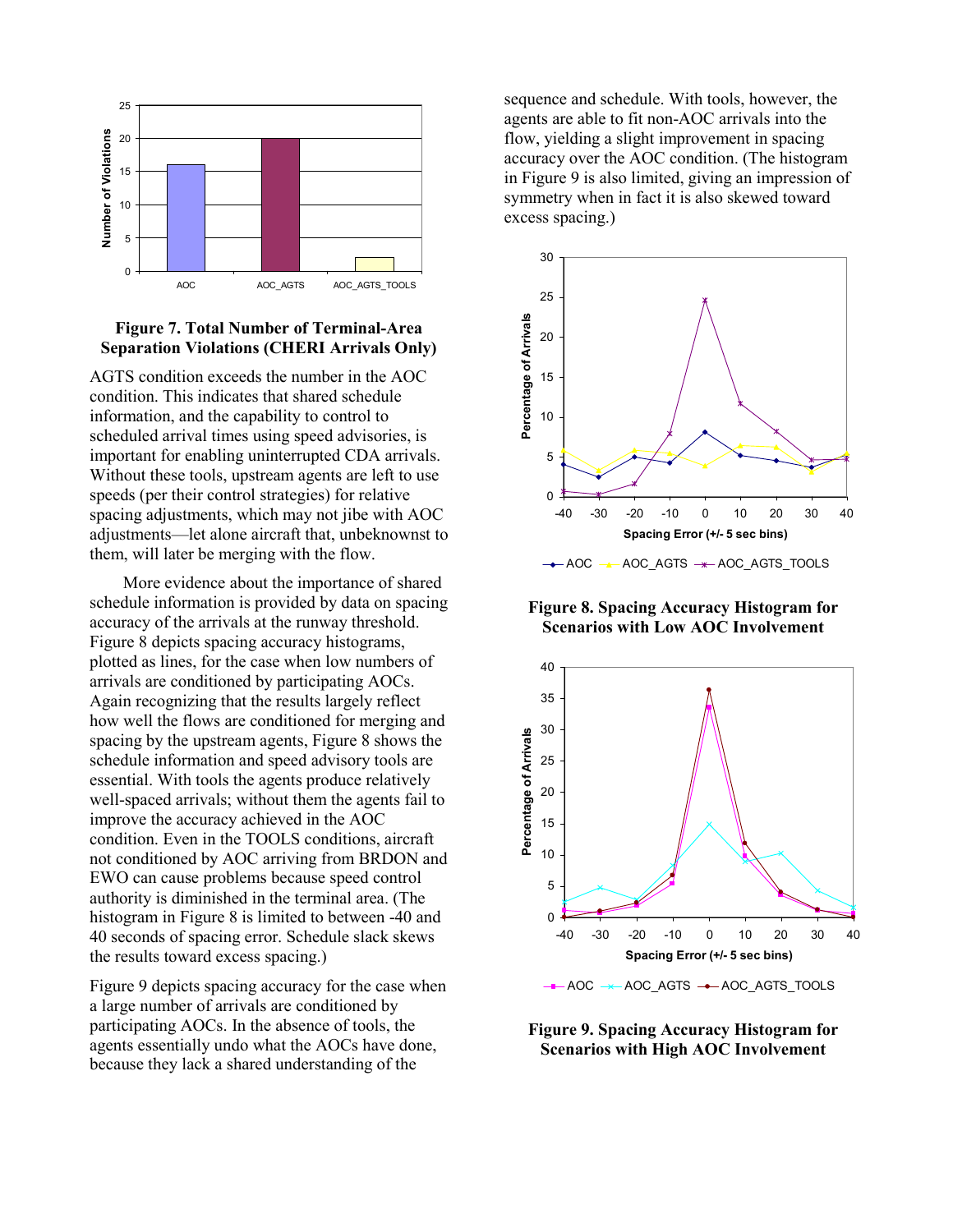**Figure 7. Total Number of Terminal-Area Separation Violations (CHERI Arrivals Only)**

AGTS condition exceeds the number in the AOC condition. This indicates that shared schedule information, and the capability to control to scheduled arrival times using speed advisories, is important for enabling uninterrupted CDA arrivals. Without these tools, upstream agents are left to use speeds (per their control strategies) for relative spacing adjustments, which may not jibe with AOC adjustments—let alone aircraft that, unbeknownst to them, will later be merging with the flow.

More evidence about the importance of shared schedule information is provided by data on spacing accuracy of the arrivals at the runway threshold. Figure 8 depicts spacing accuracy histograms, plotted as lines, for the case when low numbers of arrivals are conditioned by participating AOCs. Again recognizing that the results largely reflect how well the flows are conditioned for merging and spacing by the upstream agents, Figure 8 shows the schedule information and speed advisory tools are essential. With tools the agents produce relatively well-spaced arrivals; without them the agents fail to improve the accuracy achieved in the AOC condition. Even in the TOOLS conditions, aircraft not conditioned by AOC arriving from BRDON and EWO can cause problems because speed control authority is diminished in the terminal area. (The histogram in Figure 8 is limited to between -40 and 40 seconds of spacing error. Schedule slack skews the results toward excess spacing.)

Figure 9 depicts spacing accuracy for the case when a large number of arrivals are conditioned by participating AOCs. In the absence of tools, the agents essentially undo what the AOCs have done, because they lack a shared understanding of the sequence and schedule. With tools, however, the agents are able to fit non-AOC arrivals into the flow, yielding a slight improvement in spacing accuracy over the AOC condition. (The histogram in Figure 9 is also limited, giving an impression of symmetry when in fact it is also skewed toward excess spacing.)

**Figure 8. Spacing Accuracy Histogram for Scenarios with Low AOC Involvement**

**Figure 9. Spacing Accuracy Histogram for Scenarios with High AOC Involvement**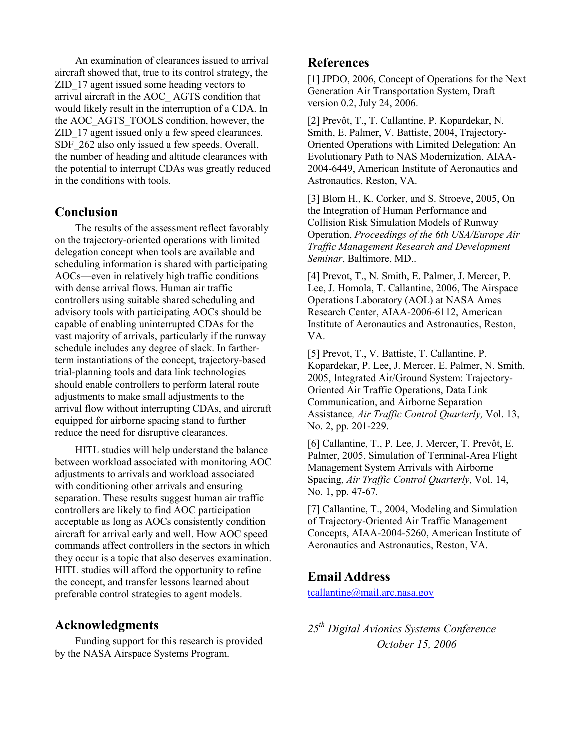An examination of clearances issued to arrival aircraft showed that, true to its control strategy, the ZID_17 agent issued some heading vectors to arrival aircraft in the AOC_ AGTS condition that would likely result in the interruption of a CDA. In the AOC_AGTS_TOOLS condition, however, the ZID_17 agent issued only a few speed clearances. SDF_262 also only issued a few speeds. Overall, the number of heading and altitude clearances with the potential to interrupt CDAs was greatly reduced in the conditions with tools.

## Conclusion

The results of the assessment reflect favorably on the trajectory-oriented operations with limited delegation concept when tools are available and scheduling information is shared with participating AOCs—even in relatively high traffic conditions with dense arrival flows. Human air traffic controllers using suitable shared scheduling and advisory tools with participating AOCs should be capable of enabling uninterrupted CDAs for the vast majority of arrivals, particularly if the runway schedule includes any degree of slack. In farther-term instantiations of the concept, trajectory-based trial-planning tools and data link technologies should enable controllers to perform lateral route adjustments to make small adjustments to the arrival flow without interrupting CDAs, and aircraft equipped for airborne spacing stand to further reduce the need for disruptive clearances.

HITL studies will help understand the balance between workload associated with monitoring AOC adjustments to arrivals and workload associated with conditioning other arrivals and ensuring separation. These results suggest human air traffic controllers are likely to find AOC participation acceptable as long as AOCs consistently condition aircraft for arrival early and well. How AOC speed commands affect controllers in the sectors in which they occur is a topic that also deserves examination. HITL studies will afford the opportunity to refine the concept, and transfer lessons learned about preferable control strategies to agent models.

## Acknowledgments

Funding support for this research is provided by the NASA Airspace Systems Program.

## References

[1] JPDO, 2006, Concept of Operations for the Next Generation Air Transportation System, Draft version 0.2, July 24, 2006.

[2] Prevôt, T., T. Callantine, P. Kopardekar, N. Smith, E. Palmer, V. Battiste, 2004, Trajectory-Oriented Operations with Limited Delegation: An Evolutionary Path to NAS Modernization, AIAA-2004-6449, American Institute of Aeronautics and Astronautics, Reston, VA.

[3] Blom H., K. Corker, and S. Stroeve, 2005, On the Integration of Human Performance and Collision Risk Simulation Models of Runway Operation, *Proceedings of the 6th USA/Europe Air Traffic Management Research and Development Seminar*, Baltimore, MD..

[4] Prevot, T., N. Smith, E. Palmer, J. Mercer, P. Lee, J. Homola, T. Callantine, 2006, The Airspace Operations Laboratory (AOL) at NASA Ames Research Center, AIAA-2006-6112, American Institute of Aeronautics and Astronautics, Reston, VA.

[5] Prevot, T., V. Battiste, T. Callantine, P. Kopardekar, P. Lee, J. Mercer, E. Palmer, N. Smith, 2005, Integrated Air/Ground System: Trajectory-Oriented Air Traffic Operations, Data Link Communication, and Airborne Separation Assistance*, Air Traffic Control Quarterly,* Vol. 13, No. 2, pp. 201-229.

[6] Callantine, T., P. Lee, J. Mercer, T. Prevôt, E. Palmer, 2005, Simulation of Terminal-Area Flight Management System Arrivals with Airborne Spacing, *Air Traffic Control Quarterly,* Vol. 14, No. 1, pp. 47-67*.*

[7] Callantine, T., 2004, Modeling and Simulation of Trajectory-Oriented Air Traffic Management Concepts, AIAA-2004-5260, American Institute of Aeronautics and Astronautics, Reston, VA.

## Email Address

tcallantine@mail.arc.nasa.gov

*25th Digital Avionics Systems Conference*
*October 15, 2006*